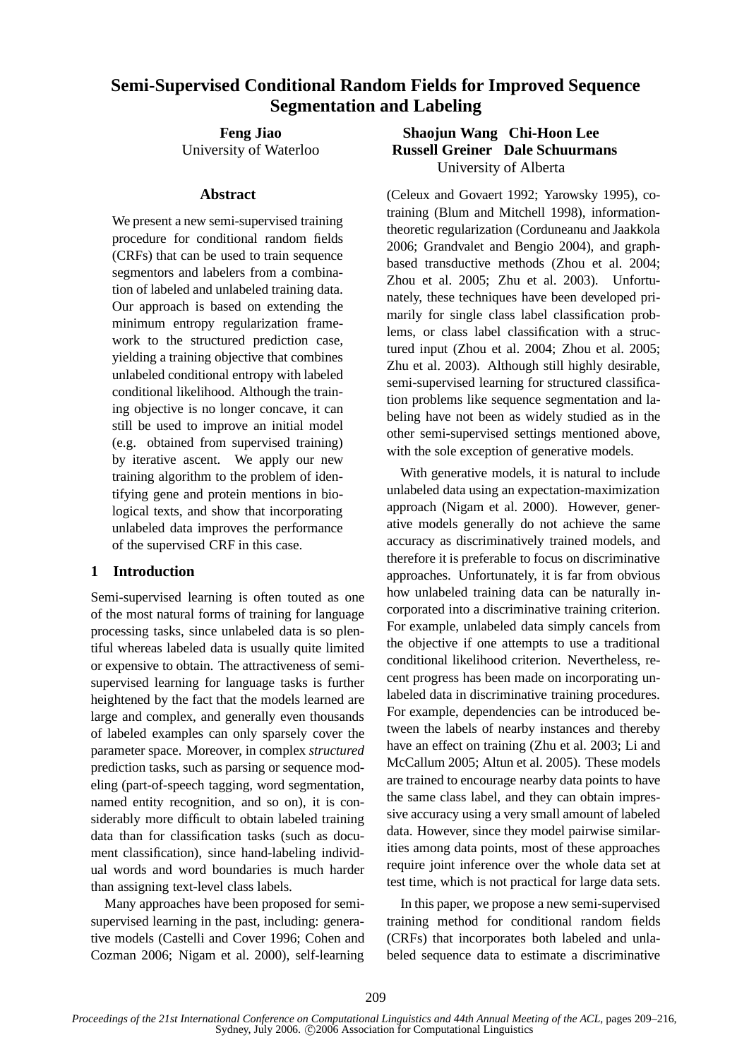# Semi-Supervised Conditional Random Fields for Improved Sequence Segmentation and Labeling

**Feng Jiao**
University of Waterloo

**Shaojun Wang Chi-Hoon Lee**
**Russell Greiner Dale Schuurmans**
University of Alberta

## Abstract

We present a new semi-supervised training procedure for conditional random fields (CRFs) that can be used to train sequence segmentors and labelers from a combination of labeled and unlabeled training data. Our approach is based on extending the minimum entropy regularization framework to the structured prediction case, yielding a training objective that combines unlabeled conditional entropy with labeled conditional likelihood. Although the training objective is no longer concave, it can still be used to improve an initial model (e.g. obtained from supervised training) by iterative ascent. We apply our new training algorithm to the problem of identifying gene and protein mentions in biological texts, and show that incorporating unlabeled data improves the performance of the supervised CRF in this case.

## 1 Introduction

Semi-supervised learning is often touted as one of the most natural forms of training for language processing tasks, since unlabeled data is so plentiful whereas labeled data is usually quite limited or expensive to obtain. The attractiveness of semi-supervised learning for language tasks is further heightened by the fact that the models learned are large and complex, and generally even thousands of labeled examples can only sparsely cover the parameter space. Moreover, in complex *structured* prediction tasks, such as parsing or sequence modeling (part-of-speech tagging, word segmentation, named entity recognition, and so on), it is considerably more difficult to obtain labeled training data than for classification tasks (such as document classification), since hand-labeling individual words and word boundaries is much harder than assigning text-level class labels.

Many approaches have been proposed for semi-supervised learning in the past, including: generative models (Castelli and Cover 1996; Cohen and Cozman 2006; Nigam et al. 2000), self-learning (Celeux and Govaert 1992; Yarowsky 1995), co-training (Blum and Mitchell 1998), information-theoretic regularization (Corduneanu and Jaakkola 2006; Grandvalet and Bengio 2004), and graph-based transductive methods (Zhou et al. 2004; Zhou et al. 2005; Zhu et al. 2003). Unfortunately, these techniques have been developed primarily for single class label classification problems, or class label classification with a structured input (Zhou et al. 2004; Zhou et al. 2005; Zhu et al. 2003). Although still highly desirable, semi-supervised learning for structured classification problems like sequence segmentation and labeling have not been as widely studied as in the other semi-supervised settings mentioned above, with the sole exception of generative models.

With generative models, it is natural to include unlabeled data using an expectation-maximization approach (Nigam et al. 2000). However, generative models generally do not achieve the same accuracy as discriminatively trained models, and therefore it is preferable to focus on discriminative approaches. Unfortunately, it is far from obvious how unlabeled training data can be naturally incorporated into a discriminative training criterion. For example, unlabeled data simply cancels from the objective if one attempts to use a traditional conditional likelihood criterion. Nevertheless, recent progress has been made on incorporating unlabeled data in discriminative training procedures. For example, dependencies can be introduced between the labels of nearby instances and thereby have an effect on training (Zhu et al. 2003; Li and McCallum 2005; Altun et al. 2005). These models are trained to encourage nearby data points to have the same class label, and they can obtain impressive accuracy using a very small amount of labeled data. However, since they model pairwise similarities among data points, most of these approaches require joint inference over the whole data set at test time, which is not practical for large data sets.

In this paper, we propose a new semi-supervised training method for conditional random fields (CRFs) that incorporates both labeled and unlabeled sequence data to estimate a discriminative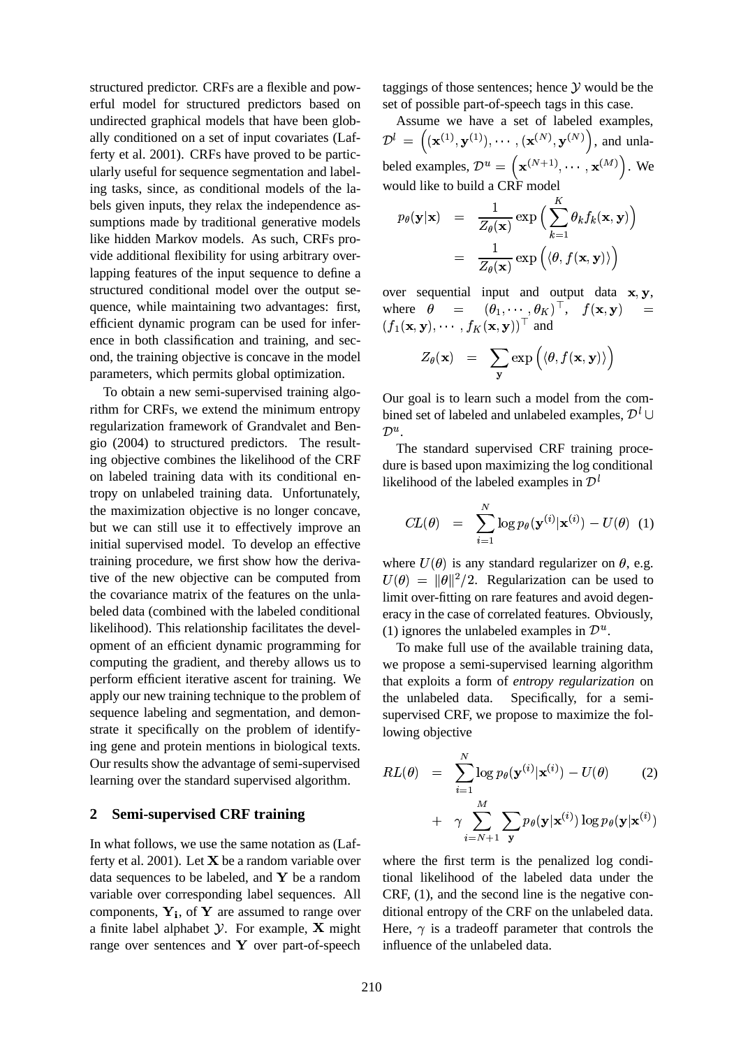structured predictor. CRFs are a flexible and powerful model for structured predictors based on undirected graphical models that have been globally conditioned on a set of input covariates (Lafferty et al. 2001). CRFs have proved to be particularly useful for sequence segmentation and labeling tasks, since, as conditional models of the labels given inputs, they relax the independence assumptions made by traditional generative models like hidden Markov models. As such, CRFs provide additional flexibility for using arbitrary overlapping features of the input sequence to define a structured conditional model over the output sequence, while maintaining two advantages: first, efficient dynamic program can be used for inference in both classification and training, and second, the training objective is concave in the model parameters, which permits global optimization.

To obtain a new semi-supervised training algorithm for CRFs, we extend the minimum entropy regularization framework of Grandvalet and Bengio (2004) to structured predictors. The resulting objective combines the likelihood of the CRF on labeled training data with its conditional entropy on unlabeled training data. Unfortunately, the maximization objective is no longer concave, but we can still use it to effectively improve an initial supervised model. To develop an effective training procedure, we first show how the derivative of the new objective can be computed from the covariance matrix of the features on the unlabeled data (combined with the labeled conditional likelihood). This relationship facilitates the development of an efficient dynamic programming for computing the gradient, and thereby allows us to perform efficient iterative ascent for training. We apply our new training technique to the problem of sequence labeling and segmentation, and demonstrate it specifically on the problem of identifying gene and protein mentions in biological texts. Our results show the advantage of semi-supervised learning over the standard supervised algorithm.

## 2 Semi-supervised CRF training

In what follows, we use the same notation as (Lafferty et al. 2001). Let $\mathbf{X}$ be a random variable over data sequences to be labeled, and $\mathbf{Y}$ be a random variable over corresponding label sequences. All components, $\mathbf{Y_i}$, of $\mathbf{Y}$ are assumed to range over a finite label alphabet $\mathcal{Y}$. For example, $\mathbf{X}$ might range over sentences and $\mathbf{Y}$ over part-of-speech taggings of those sentences; hence $\mathcal{Y}$ would be the set of possible part-of-speech tags in this case.

Assume we have a set of labeled examples, $\mathcal{D}^l = \left( (\mathbf{x}^{(1)}, \mathbf{y}^{(1)}), \cdots, (\mathbf{x}^{(N)}, \mathbf{y}^{(N)}) \right)$, and unlabeled examples, $\mathcal{D}^u = \left( \mathbf{x}^{(N+1)}, \cdots, \mathbf{x}^{(M)} \right)$. We would like to build a CRF model

$$
\begin{aligned}
p_\theta(\mathbf{y}|\mathbf{x}) &= \frac{1}{Z_\theta(\mathbf{x})} \exp \Big( \sum_{k=1}^{K} \theta_k f_k(\mathbf{x}, \mathbf{y}) \Big) \\
&= \frac{1}{Z_\theta(\mathbf{x})} \exp \Big( \langle \theta, f(\mathbf{x}, \mathbf{y}) \rangle \Big)
\end{aligned}
$$

over sequential input and output data $\mathbf{x}, \mathbf{y}$, where $\theta = (\theta_1, \cdots, \theta_K)^\top$, $f(\mathbf{x}, \mathbf{y}) = (f_1(\mathbf{x}, \mathbf{y}), \cdots, f_K(\mathbf{x}, \mathbf{y}))^\top$ and

$$
Z_\theta(\mathbf{x}) = \sum_{\mathbf{y}} \exp \Big( \langle \theta, f(\mathbf{x}, \mathbf{y}) \rangle \Big)
$$

Our goal is to learn such a model from the combined set of labeled and unlabeled examples, $\mathcal{D}^l \cup \mathcal{D}^u$.

The standard supervised CRF training procedure is based upon maximizing the log conditional likelihood of the labeled examples in $\mathcal{D}^l$

$$
CL(\theta) = \sum_{i=1}^{N} \log p_\theta(\mathbf{y}^{(i)}|\mathbf{x}^{(i)}) - U(\theta) \quad (1)
$$

where $U(\theta)$ is any standard regularizer on $\theta$, e.g. $U(\theta) = \|\theta\|^2/2$. Regularization can be used to limit over-fitting on rare features and avoid degeneracy in the case of correlated features. Obviously, (1) ignores the unlabeled examples in $\mathcal{D}^u$.

To make full use of the available training data, we propose a semi-supervised learning algorithm that exploits a form of *entropy regularization* on the unlabeled data. Specifically, for a semi-supervised CRF, we propose to maximize the following objective

$$
\begin{aligned}
RL(\theta) &= \sum_{i=1}^{N} \log p_\theta(\mathbf{y}^{(i)}|\mathbf{x}^{(i)}) - U(\theta) \qquad (2) \\
&+ \gamma \sum_{i=N+1}^{M} \sum_{\mathbf{y}} p_\theta(\mathbf{y}|\mathbf{x}^{(i)}) \log p_\theta(\mathbf{y}|\mathbf{x}^{(i)})
\end{aligned}
$$

where the first term is the penalized log conditional likelihood of the labeled data under the CRF, (1), and the second line is the negative conditional entropy of the CRF on the unlabeled data. Here, $\gamma$ is a tradeoff parameter that controls the influence of the unlabeled data.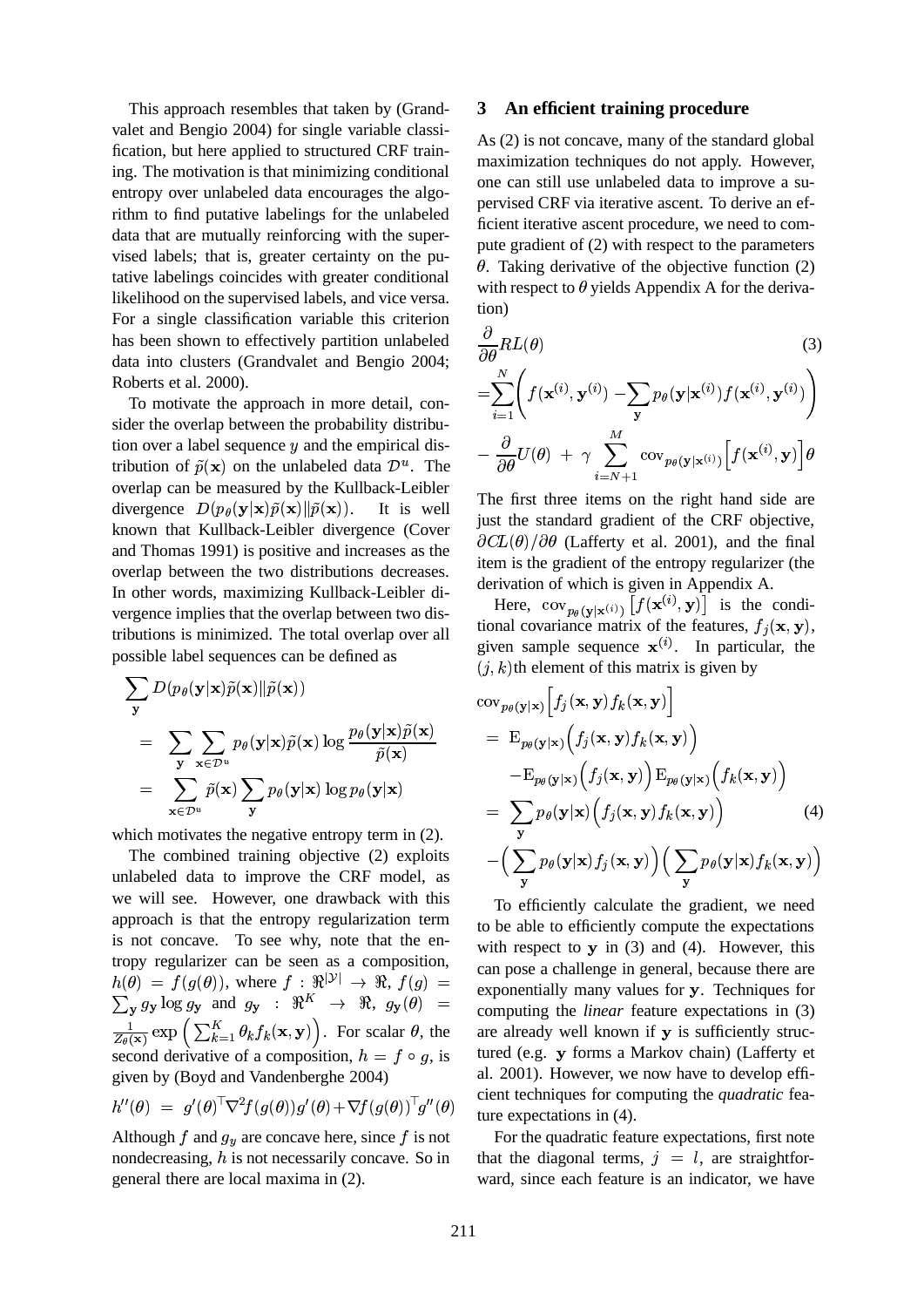This approach resembles that taken by (Grandvalet and Bengio 2004) for single variable classification, but here applied to structured CRF training. The motivation is that minimizing conditional entropy over unlabeled data encourages the algorithm to find putative labelings for the unlabeled data that are mutually reinforcing with the supervised labels; that is, greater certainty on the putative labelings coincides with greater conditional likelihood on the supervised labels, and vice versa. For a single classification variable this criterion has been shown to effectively partition unlabeled data into clusters (Grandvalet and Bengio 2004; Roberts et al. 2000).

To motivate the approach in more detail, consider the overlap between the probability distribution over a label sequence $y$ and the empirical distribution of $\tilde{p}(\mathbf{x})$ on the unlabeled data $\mathcal{D}^u$. The overlap can be measured by the Kullback-Leibler divergence $D(p_\theta(\mathbf{y}|\mathbf{x})\tilde{p}(\mathbf{x})\|\tilde{p}(\mathbf{x}))$. It is well known that Kullback-Leibler divergence (Cover and Thomas 1991) is positive and increases as the overlap between the two distributions decreases. In other words, maximizing Kullback-Leibler divergence implies that the overlap between two distributions is minimized. The total overlap over all possible label sequences can be defined as

$$
\begin{aligned}
&\sum_{\mathbf{y}} D(p_\theta(\mathbf{y}|\mathbf{x})\tilde{p}(\mathbf{x})\|\tilde{p}(\mathbf{x})) \\
&= \sum_{\mathbf{y}} \sum_{\mathbf{x}\in\mathcal{D}^u} p_\theta(\mathbf{y}|\mathbf{x})\tilde{p}(\mathbf{x}) \log \frac{p_\theta(\mathbf{y}|\mathbf{x})\tilde{p}(\mathbf{x})}{\tilde{p}(\mathbf{x})} \\
&= \sum_{\mathbf{x}\in\mathcal{D}^u} \tilde{p}(\mathbf{x}) \sum_{\mathbf{y}} p_\theta(\mathbf{y}|\mathbf{x}) \log p_\theta(\mathbf{y}|\mathbf{x})
\end{aligned}
$$

which motivates the negative entropy term in (2).

The combined training objective (2) exploits unlabeled data to improve the CRF model, as we will see. However, one drawback with this approach is that the entropy regularization term is not concave. To see why, note that the entropy regularizer can be seen as a composition, $h(\theta) = f(g(\theta))$, where $f : \Re^{|\mathcal{Y}|} \to \Re$, $f(g) = \sum_{\mathbf{y}} g_{\mathbf{y}} \log g_{\mathbf{y}}$ and $g_{\mathbf{y}} : \Re^K \to \Re$, $g_{\mathbf{y}}(\theta) = \frac{1}{Z_\theta(\mathbf{x})} \exp\left(\sum_{k=1}^K \theta_k f_k(\mathbf{x},\mathbf{y})\right)$. For scalar $\theta$, the second derivative of a composition, $h = f \circ g$, is given by (Boyd and Vandenberghe 2004)

$$
h''(\theta) = g'(\theta)^\top \nabla^2 f(g(\theta)) g'(\theta) + \nabla f(g(\theta))^\top g''(\theta)
$$

Although $f$ and $g_y$ are concave here, since $f$ is not nondecreasing, $h$ is not necessarily concave. So in general there are local maxima in (2).

## 3 An efficient training procedure

As (2) is not concave, many of the standard global maximization techniques do not apply. However, one can still use unlabeled data to improve a supervised CRF via iterative ascent. To derive an efficient iterative ascent procedure, we need to compute gradient of (2) with respect to the parameters $\theta$. Taking derivative of the objective function (2) with respect to $\theta$ yields Appendix A for the derivation)

$$
\begin{aligned}
&\frac{\partial}{\partial\theta} RL(\theta) \qquad (3)\\
&= \sum_{i=1}^N \left( f(\mathbf{x}^{(i)}, \mathbf{y}^{(i)}) - \sum_{\mathbf{y}} p_\theta(\mathbf{y}|\mathbf{x}^{(i)}) f(\mathbf{x}^{(i)}, \mathbf{y}^{(i)}) \right) \\
&- \frac{\partial}{\partial\theta} U(\theta) + \gamma \sum_{i=N+1}^M \mathrm{cov}_{p_\theta(\mathbf{y}|\mathbf{x}^{(i)})} \left[ f(\mathbf{x}^{(i)}, \mathbf{y}) \right] \theta
\end{aligned}
$$

The first three items on the right hand side are just the standard gradient of the CRF objective, $\partial CL(\theta)/\partial\theta$ (Lafferty et al. 2001), and the final item is the gradient of the entropy regularizer (the derivation of which is given in Appendix A.

Here, $\mathrm{cov}_{p_\theta(\mathbf{y}|\mathbf{x}^{(i)})}\left[f(\mathbf{x}^{(i)}, \mathbf{y})\right]$ is the conditional covariance matrix of the features, $f_j(\mathbf{x}, \mathbf{y})$, given sample sequence $\mathbf{x}^{(i)}$. In particular, the $(j, k)$th element of this matrix is given by

$$
\begin{aligned}
&\mathrm{cov}_{p_\theta(\mathbf{y}|\mathbf{x})} \left[ f_j(\mathbf{x},\mathbf{y}) f_k(\mathbf{x},\mathbf{y}) \right] \\
&= \mathrm{E}_{p_\theta(\mathbf{y}|\mathbf{x})} \Big( f_j(\mathbf{x},\mathbf{y}) f_k(\mathbf{x},\mathbf{y}) \Big) \\
&\quad - \mathrm{E}_{p_\theta(\mathbf{y}|\mathbf{x})} \Big( f_j(\mathbf{x},\mathbf{y}) \Big) \mathrm{E}_{p_\theta(\mathbf{y}|\mathbf{x})} \Big( f_k(\mathbf{x},\mathbf{y}) \Big) \\
&= \sum_{\mathbf{y}} p_\theta(\mathbf{y}|\mathbf{x}) \Big( f_j(\mathbf{x},\mathbf{y}) f_k(\mathbf{x},\mathbf{y}) \Big) \qquad (4)\\
&\quad - \Big( \sum_{\mathbf{y}} p_\theta(\mathbf{y}|\mathbf{x}) f_j(\mathbf{x},\mathbf{y}) \Big) \Big( \sum_{\mathbf{y}} p_\theta(\mathbf{y}|\mathbf{x}) f_k(\mathbf{x},\mathbf{y}) \Big)
\end{aligned}
$$

To efficiently calculate the gradient, we need to be able to efficiently compute the expectations with respect to $\mathbf{y}$ in (3) and (4). However, this can pose a challenge in general, because there are exponentially many values for $\mathbf{y}$. Techniques for computing the *linear* feature expectations in (3) are already well known if $\mathbf{y}$ is sufficiently structured (e.g. $\mathbf{y}$ forms a Markov chain) (Lafferty et al. 2001). However, we now have to develop efficient techniques for computing the *quadratic* feature expectations in (4).

For the quadratic feature expectations, first note that the diagonal terms, $j = l$, are straightforward, since each feature is an indicator, we have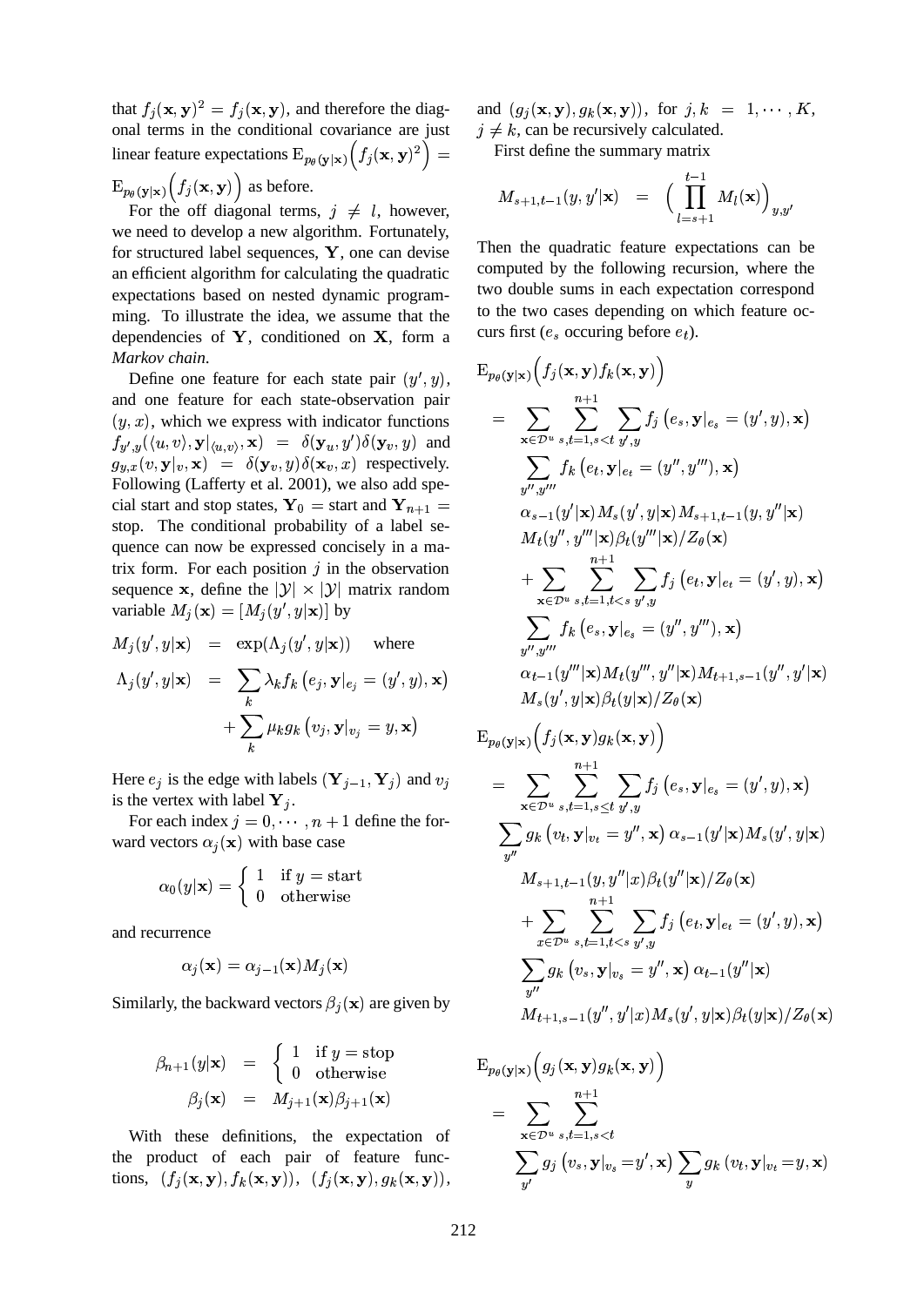that $f_j(\mathbf{x}, \mathbf{y})^2 = f_j(\mathbf{x}, \mathbf{y})$, and therefore the diagonal terms in the conditional covariance are just linear feature expectations $\mathrm{E}_{p_\theta(\mathbf{y}|\mathbf{x})}\Big(f_j(\mathbf{x}, \mathbf{y})^2\Big) = \mathrm{E}_{p_\theta(\mathbf{y}|\mathbf{x})}\Big(f_j(\mathbf{x}, \mathbf{y})\Big)$ as before.

For the off diagonal terms, $j \neq l$, however, we need to develop a new algorithm. Fortunately, for structured label sequences, $\mathbf{Y}$, one can devise an efficient algorithm for calculating the quadratic expectations based on nested dynamic programming. To illustrate the idea, we assume that the dependencies of $\mathbf{Y}$, conditioned on $\mathbf{X}$, form a *Markov chain*.

Define one feature for each state pair $(y', y)$, and one feature for each state-observation pair $(y, x)$, which we express with indicator functions $f_{y',y}(\langle u, v\rangle, \mathbf{y}|_{\langle u,v\rangle}, \mathbf{x}) = \delta(\mathbf{y}_u, y')\delta(\mathbf{y}_v, y)$ and $g_{y,x}(v, \mathbf{y}|_v, \mathbf{x}) = \delta(\mathbf{y}_v, y)\delta(\mathbf{x}_v, x)$ respectively. Following (Lafferty et al. 2001), we also add special start and stop states, $\mathbf{Y}_0 = \mathrm{start}$ and $\mathbf{Y}_{n+1} = \mathrm{stop}$. The conditional probability of a label sequence can now be expressed concisely in a matrix form. For each position $j$ in the observation sequence $\mathbf{x}$, define the $|\mathcal{Y}| \times |\mathcal{Y}|$ matrix random variable $M_j(\mathbf{x}) = [M_j(y', y|\mathbf{x})]$ by

$$
\begin{aligned}
M_j(y', y|\mathbf{x}) &= \exp(\Lambda_j(y', y|\mathbf{x})) \quad \text{where} \\
\Lambda_j(y', y|\mathbf{x}) &= \sum_k \lambda_k f_k\left(e_j, \mathbf{y}|_{e_j} = (y', y), \mathbf{x}\right) \\
&\quad + \sum_k \mu_k g_k\left(v_j, \mathbf{y}|_{v_j} = y, \mathbf{x}\right)
\end{aligned}
$$

Here $e_j$ is the edge with labels $(\mathbf{Y}_{j-1}, \mathbf{Y}_j)$ and $v_j$ is the vertex with label $\mathbf{Y}_j$.

For each index $j = 0, \cdots, n+1$ define the forward vectors $\alpha_j(\mathbf{x})$ with base case

$$
\alpha_0(y|\mathbf{x}) = \begin{cases} 1 & \text{if } y = \mathrm{start} \\ 0 & \text{otherwise} \end{cases}
$$

and recurrence

$$
\alpha_j(\mathbf{x}) = \alpha_{j-1}(\mathbf{x}) M_j(\mathbf{x})
$$

Similarly, the backward vectors $\beta_j(\mathbf{x})$ are given by

$$
\begin{aligned}
\beta_{n+1}(y|\mathbf{x}) &= \begin{cases} 1 & \text{if } y = \mathrm{stop} \\ 0 & \text{otherwise} \end{cases} \\
\beta_j(\mathbf{x}) &= M_{j+1}(\mathbf{x})\beta_{j+1}(\mathbf{x})
\end{aligned}
$$

With these definitions, the expectation of the product of each pair of feature functions, $(f_j(\mathbf{x}, \mathbf{y}), f_k(\mathbf{x}, \mathbf{y}))$, $(f_j(\mathbf{x}, \mathbf{y}), g_k(\mathbf{x}, \mathbf{y}))$, and $(g_j(\mathbf{x}, \mathbf{y}), g_k(\mathbf{x}, \mathbf{y}))$, for $j, k = 1, \cdots, K$, $j \neq k$, can be recursively calculated.

First define the summary matrix

$$
M_{s+1,t-1}(y, y'|\mathbf{x}) = \Big(\prod_{l=s+1}^{t-1} M_l(\mathbf{x})\Big)_{y,y'}
$$

Then the quadratic feature expectations can be computed by the following recursion, where the two double sums in each expectation correspond to the two cases depending on which feature occurs first ($e_s$ occuring before $e_t$).

$$
\begin{aligned}
&\mathrm{E}_{p_\theta(\mathbf{y}|\mathbf{x})}\Big(f_j(\mathbf{x}, \mathbf{y}) f_k(\mathbf{x}, \mathbf{y})\Big) \\
&= \sum_{\mathbf{x} \in \mathcal{D}^u} \sum_{s,t=1, s<t}^{n+1} \sum_{y',y} f_j\left(e_s, \mathbf{y}|_{e_s} = (y', y), \mathbf{x}\right) \\
&\quad \sum_{y'',y'''} f_k\left(e_t, \mathbf{y}|_{e_t} = (y'', y'''), \mathbf{x}\right) \\
&\quad \alpha_{s-1}(y'|\mathbf{x}) M_s(y', y|\mathbf{x}) M_{s+1,t-1}(y, y''|\mathbf{x}) \\
&\quad M_t(y'', y'''|\mathbf{x}) \beta_t(y'''|\mathbf{x}) / Z_\theta(\mathbf{x}) \\
&\quad + \sum_{\mathbf{x} \in \mathcal{D}^u} \sum_{s,t=1, t<s}^{n+1} \sum_{y',y} f_j\left(e_t, \mathbf{y}|_{e_t} = (y', y), \mathbf{x}\right) \\
&\quad \sum_{y'',y'''} f_k\left(e_s, \mathbf{y}|_{e_s} = (y'', y'''), \mathbf{x}\right) \\
&\quad \alpha_{t-1}(y'''|\mathbf{x}) M_t(y''', y''|\mathbf{x}) M_{t+1,s-1}(y'', y'|\mathbf{x}) \\
&\quad M_s(y', y|\mathbf{x}) \beta_t(y|\mathbf{x}) / Z_\theta(\mathbf{x})
\end{aligned}
$$

$$
\begin{aligned}
&\mathrm{E}_{p_\theta(\mathbf{y}|\mathbf{x})}\Big(f_j(\mathbf{x}, \mathbf{y}) g_k(\mathbf{x}, \mathbf{y})\Big) \\
&= \sum_{\mathbf{x} \in \mathcal{D}^u} \sum_{s,t=1, s\leq t}^{n+1} \sum_{y',y} f_j\left(e_s, \mathbf{y}|_{e_s} = (y', y), \mathbf{x}\right) \\
&\quad \sum_{y''} g_k\left(v_t, \mathbf{y}|_{v_t} = y'', \mathbf{x}\right) \alpha_{s-1}(y'|\mathbf{x}) M_s(y', y|\mathbf{x}) \\
&\quad M_{s+1,t-1}(y, y''|x) \beta_t(y''|\mathbf{x}) / Z_\theta(\mathbf{x}) \\
&\quad + \sum_{x \in \mathcal{D}^u} \sum_{s,t=1, t<s}^{n+1} \sum_{y',y} f_j\left(e_t, \mathbf{y}|_{e_t} = (y', y), \mathbf{x}\right) \\
&\quad \sum_{y''} g_k\left(v_s, \mathbf{y}|_{v_s} = y'', \mathbf{x}\right) \alpha_{t-1}(y''|\mathbf{x}) \\
&\quad M_{t+1,s-1}(y'', y'|x) M_s(y', y|\mathbf{x}) \beta_t(y|\mathbf{x}) / Z_\theta(\mathbf{x})
\end{aligned}
$$

$$
\begin{aligned}
&\mathrm{E}_{p_\theta(\mathbf{y}|\mathbf{x})}\Big(g_j(\mathbf{x}, \mathbf{y}) g_k(\mathbf{x}, \mathbf{y})\Big) \\
&= \sum_{\mathbf{x} \in \mathcal{D}^u} \sum_{s,t=1, s<t}^{n+1} \\
&\quad \sum_{y'} g_j\left(v_s, \mathbf{y}|_{v_s} = y', \mathbf{x}\right) \sum_{y} g_k\left(v_t, \mathbf{y}|_{v_t} = y, \mathbf{x}\right)
\end{aligned}
$$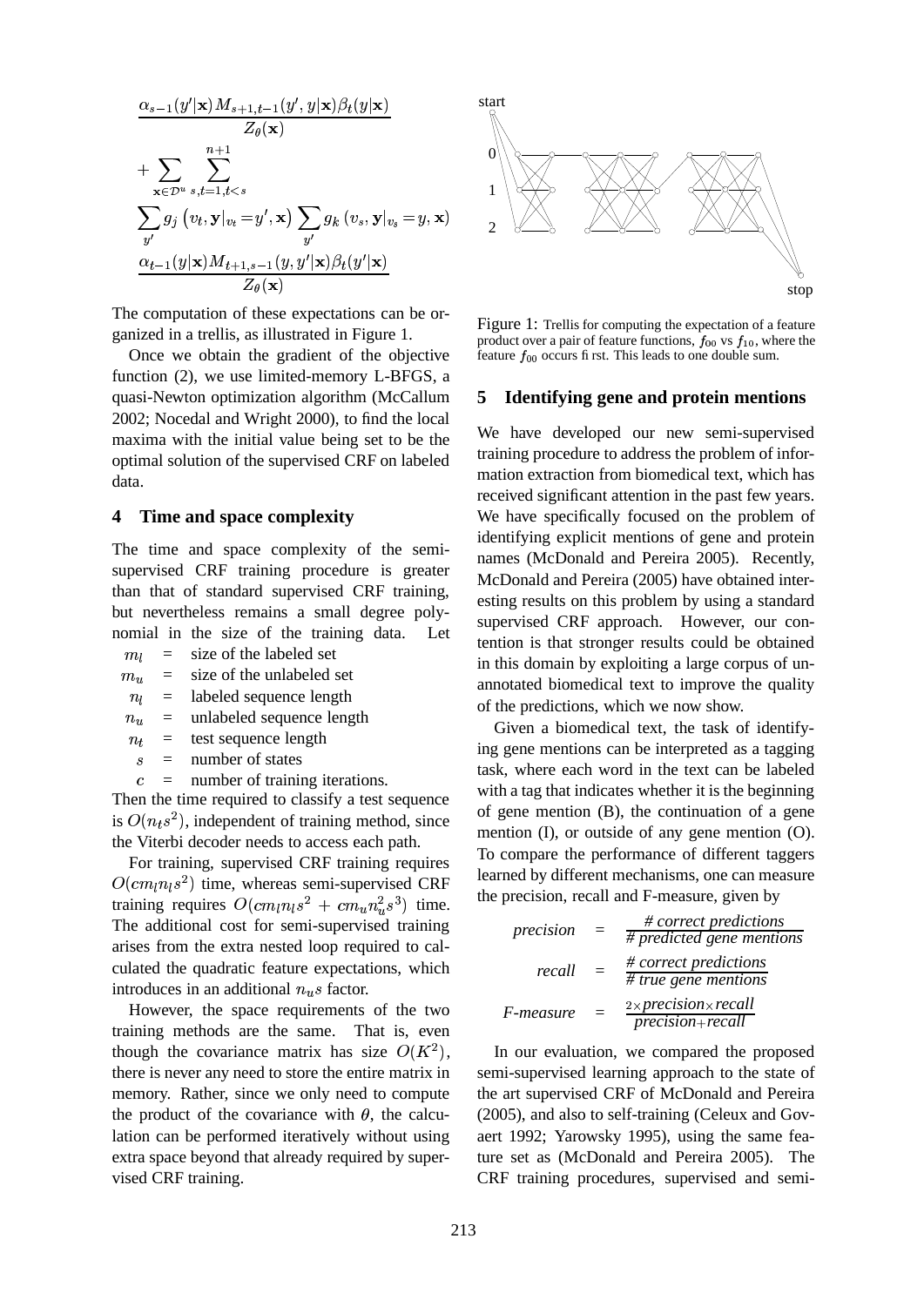$$\frac{\alpha_{s-1}(y'|\mathbf{x})M_{s+1,t-1}(y',y|\mathbf{x})\beta_t(y|\mathbf{x})}{Z_\theta(\mathbf{x})}$$

$$+\sum_{\mathbf{x}\in\mathcal{D}^u}\sum_{s,t=1,t<s}^{n+1}$$

$$\sum_{y'} g_j\left(v_t,\mathbf{y}|_{v_t}=y',\mathbf{x}\right)\sum_{y'} g_k\left(v_s,\mathbf{y}|_{v_s}=y,\mathbf{x}\right)$$

$$\frac{\alpha_{t-1}(y|\mathbf{x})M_{t+1,s-1}(y,y'|\mathbf{x})\beta_t(y'|\mathbf{x})}{Z_\theta(\mathbf{x})}$$

The computation of these expectations can be organized in a trellis, as illustrated in Figure 1.

Once we obtain the gradient of the objective function (2), we use limited-memory L-BFGS, a quasi-Newton optimization algorithm (McCallum 2002; Nocedal and Wright 2000), to find the local maxima with the initial value being set to be the optimal solution of the supervised CRF on labeled data.

## 4 Time and space complexity

The time and space complexity of the semi-supervised CRF training procedure is greater than that of standard supervised CRF training, but nevertheless remains a small degree polynomial in the size of the training data. Let

- $m_l$ = size of the labeled set
- $m_u$ = size of the unlabeled set
- $n_l$ = labeled sequence length
- $n_u$ = unlabeled sequence length
- $n_t$ = test sequence length
- $s$ = number of states
- $c$ = number of training iterations.

Then the time required to classify a test sequence is $O(n_t s^2)$, independent of training method, since the Viterbi decoder needs to access each path.

For training, supervised CRF training requires $O(cm_l n_l s^2)$ time, whereas semi-supervised CRF training requires $O(cm_l n_l s^2 + cm_u n_u^2 s^3)$ time. The additional cost for semi-supervised training arises from the extra nested loop required to calculated the quadratic feature expectations, which introduces in an additional $n_u s$ factor.

However, the space requirements of the two training methods are the same. That is, even though the covariance matrix has size $O(K^2)$, there is never any need to store the entire matrix in memory. Rather, since we only need to compute the product of the covariance with $\theta$, the calculation can be performed iteratively without using extra space beyond that already required by supervised CRF training.

Figure 1: Trellis for computing the expectation of a feature product over a pair of feature functions, $f_{00}$ vs $f_{10}$, where the feature $f_{00}$ occurs first. This leads to one double sum.

## 5 Identifying gene and protein mentions

We have developed our new semi-supervised training procedure to address the problem of information extraction from biomedical text, which has received significant attention in the past few years. We have specifically focused on the problem of identifying explicit mentions of gene and protein names (McDonald and Pereira 2005). Recently, McDonald and Pereira (2005) have obtained interesting results on this problem by using a standard supervised CRF approach. However, our contention is that stronger results could be obtained in this domain by exploiting a large corpus of unannotated biomedical text to improve the quality of the predictions, which we now show.

Given a biomedical text, the task of identifying gene mentions can be interpreted as a tagging task, where each word in the text can be labeled with a tag that indicates whether it is the beginning of gene mention (B), the continuation of a gene mention (I), or outside of any gene mention (O). To compare the performance of different taggers learned by different mechanisms, one can measure the precision, recall and F-measure, given by

$$\textit{precision} = \frac{\textit{\# correct predictions}}{\textit{\# predicted gene mentions}}$$

$$\textit{recall} = \frac{\textit{\# correct predictions}}{\textit{\# true gene mentions}}$$

$$\textit{F-measure} = \frac{2\times \textit{precision}\times \textit{recall}}{\textit{precision}+\textit{recall}}$$

In our evaluation, we compared the proposed semi-supervised learning approach to the state of the art supervised CRF of McDonald and Pereira (2005), and also to self-training (Celeux and Govaert 1992; Yarowsky 1995), using the same feature set as (McDonald and Pereira 2005). The CRF training procedures, supervised and semi-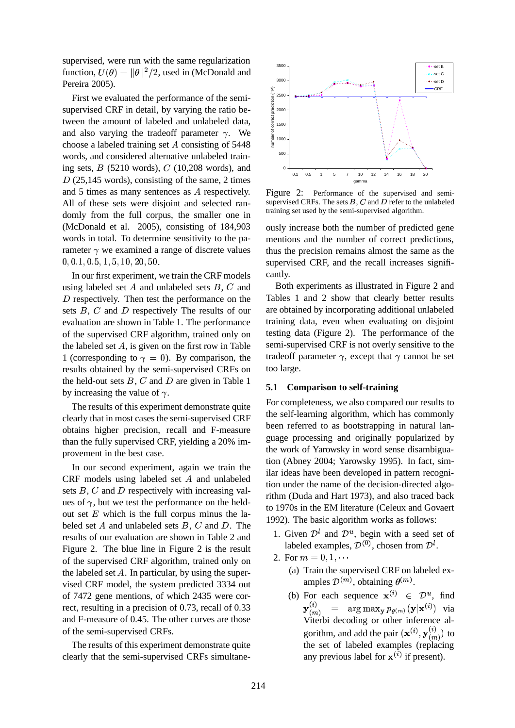supervised, were run with the same regularization function, $U(\theta) = \|\theta\|^2/2$, used in (McDonald and Pereira 2005).

First we evaluated the performance of the semi-supervised CRF in detail, by varying the ratio between the amount of labeled and unlabeled data, and also varying the tradeoff parameter $\gamma$. We choose a labeled training set $A$ consisting of 5448 words, and considered alternative unlabeled training sets, $B$ (5210 words), $C$ (10,208 words), and $D$ (25,145 words), consisting of the same, 2 times and 5 times as many sentences as $A$ respectively. All of these sets were disjoint and selected randomly from the full corpus, the smaller one in (McDonald et al. 2005), consisting of 184,903 words in total. To determine sensitivity to the parameter $\gamma$ we examined a range of discrete values $0, 0.1, 0.5, 1, 5, 10, 20, 50$.

In our first experiment, we train the CRF models using labeled set $A$ and unlabeled sets $B$, $C$ and $D$ respectively. Then test the performance on the sets $B$, $C$ and $D$ respectively The results of our evaluation are shown in Table 1. The performance of the supervised CRF algorithm, trained only on the labeled set $A$, is given on the first row in Table 1 (corresponding to $\gamma = 0$). By comparison, the results obtained by the semi-supervised CRFs on the held-out sets $B$, $C$ and $D$ are given in Table 1 by increasing the value of $\gamma$.

The results of this experiment demonstrate quite clearly that in most cases the semi-supervised CRF obtains higher precision, recall and F-measure than the fully supervised CRF, yielding a 20% improvement in the best case.

In our second experiment, again we train the CRF models using labeled set $A$ and unlabeled sets $B$, $C$ and $D$ respectively with increasing values of $\gamma$, but we test the performance on the held-out set $E$ which is the full corpus minus the labeled set $A$ and unlabeled sets $B$, $C$ and $D$. The results of our evaluation are shown in Table 2 and Figure 2. The blue line in Figure 2 is the result of the supervised CRF algorithm, trained only on the labeled set $A$. In particular, by using the supervised CRF model, the system predicted 3334 out of 7472 gene mentions, of which 2435 were correct, resulting in a precision of 0.73, recall of 0.33 and F-measure of 0.45. The other curves are those of the semi-supervised CRFs.

The results of this experiment demonstrate quite clearly that the semi-supervised CRFs simultaneously increase both the number of predicted gene mentions and the number of correct predictions, thus the precision remains almost the same as the supervised CRF, and the recall increases significantly.

Figure 2: Performance of the supervised and semi-supervised CRFs. The sets $B$, $C$ and $D$ refer to the unlabeled training set used by the semi-supervised algorithm.

Both experiments as illustrated in Figure 2 and Tables 1 and 2 show that clearly better results are obtained by incorporating additional unlabeled training data, even when evaluating on disjoint testing data (Figure 2). The performance of the semi-supervised CRF is not overly sensitive to the tradeoff parameter $\gamma$, except that $\gamma$ cannot be set too large.

### 5.1 Comparison to self-training

For completeness, we also compared our results to the self-learning algorithm, which has commonly been referred to as bootstrapping in natural language processing and originally popularized by the work of Yarowsky in word sense disambiguation (Abney 2004; Yarowsky 1995). In fact, similar ideas have been developed in pattern recognition under the name of the decision-directed algorithm (Duda and Hart 1973), and also traced back to 1970s in the EM literature (Celeux and Govaert 1992). The basic algorithm works as follows:

1. Given $\mathcal{D}^l$ and $\mathcal{D}^u$, begin with a seed set of labeled examples, $\mathcal{D}^{(0)}$, chosen from $\mathcal{D}^l$.
2. For $m = 0, 1, \cdots$
   (a) Train the supervised CRF on labeled examples $\mathcal{D}^{(m)}$, obtaining $\theta^{(m)}$.
   (b) For each sequence $\mathbf{x}^{(i)} \in \mathcal{D}^u$, find $\mathbf{y}^{(i)}_{(m)} = \arg\max_{\mathbf{y}} p_{\theta^{(m)}}(\mathbf{y}|\mathbf{x}^{(i)})$ via Viterbi decoding or other inference algorithm, and add the pair $(\mathbf{x}^{(i)}, \mathbf{y}^{(i)}_{(m)})$ to the set of labeled examples (replacing any previous label for $\mathbf{x}^{(i)}$ if present).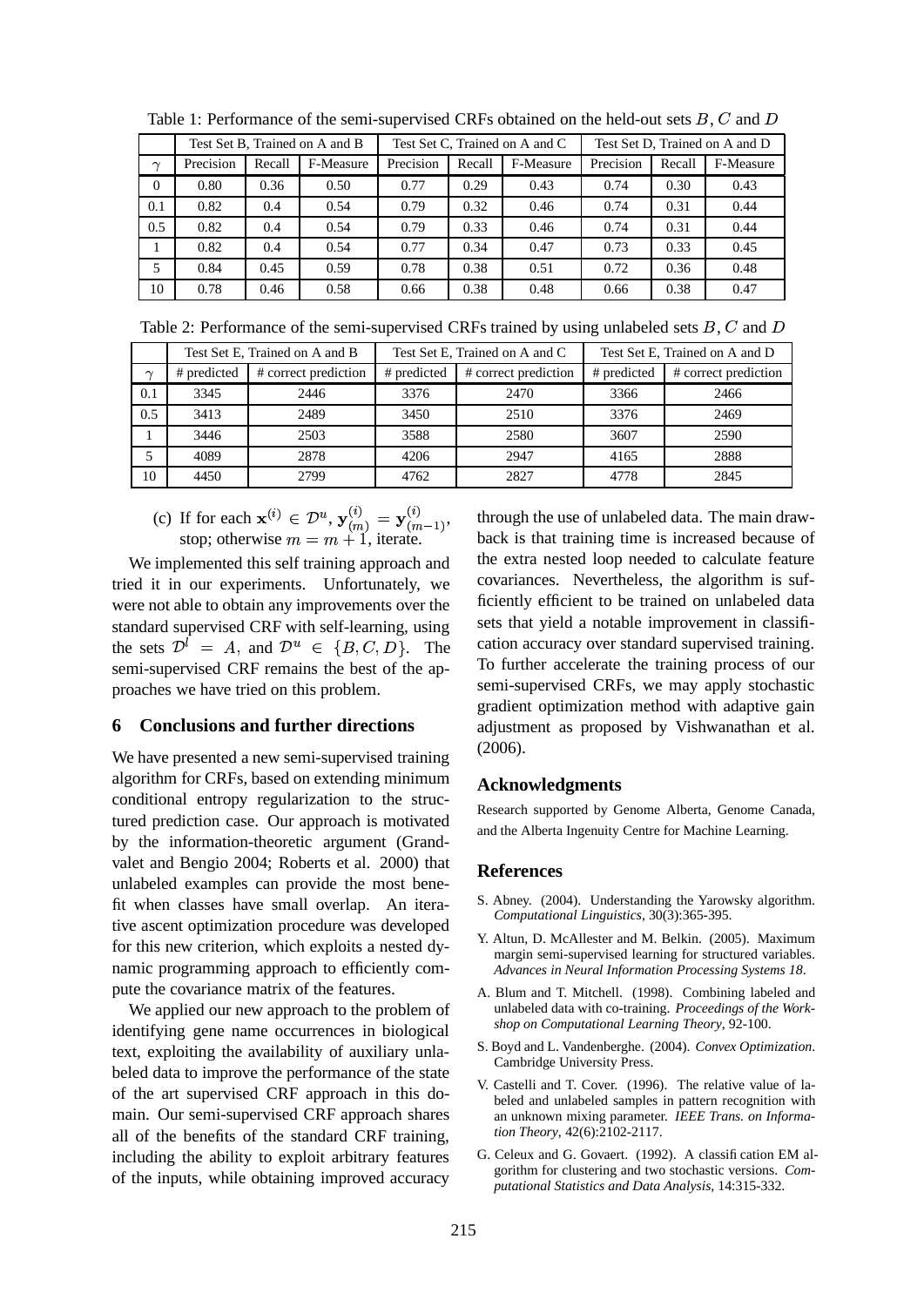Table 1: Performance of the semi-supervised CRFs obtained on the held-out sets $B$, $C$ and $D$

| | Test Set B, Trained on A and B | | | Test Set C, Trained on A and C | | | Test Set D, Trained on A and D | | |
|---|---|---|---|---|---|---|---|---|---|
| $\gamma$ | Precision | Recall | F-Measure | Precision | Recall | F-Measure | Precision | Recall | F-Measure |
| 0 | 0.80 | 0.36 | 0.50 | 0.77 | 0.29 | 0.43 | 0.74 | 0.30 | 0.43 |
| 0.1 | 0.82 | 0.4 | 0.54 | 0.79 | 0.32 | 0.46 | 0.74 | 0.31 | 0.44 |
| 0.5 | 0.82 | 0.4 | 0.54 | 0.79 | 0.33 | 0.46 | 0.74 | 0.31 | 0.44 |
| 1 | 0.82 | 0.4 | 0.54 | 0.77 | 0.34 | 0.47 | 0.73 | 0.33 | 0.45 |
| 5 | 0.84 | 0.45 | 0.59 | 0.78 | 0.38 | 0.51 | 0.72 | 0.36 | 0.48 |
| 10 | 0.78 | 0.46 | 0.58 | 0.66 | 0.38 | 0.48 | 0.66 | 0.38 | 0.47 |

Table 2: Performance of the semi-supervised CRFs trained by using unlabeled sets $B$, $C$ and $D$

| | Test Set E, Trained on A and B | | Test Set E, Trained on A and C | | Test Set E, Trained on A and D | |
|---|---|---|---|---|---|---|
| $\gamma$ | # predicted | # correct prediction | # predicted | # correct prediction | # predicted | # correct prediction |
| 0.1 | 3345 | 2446 | 3376 | 2470 | 3366 | 2466 |
| 0.5 | 3413 | 2489 | 3450 | 2510 | 3376 | 2469 |
| 1 | 3446 | 2503 | 3588 | 2580 | 3607 | 2590 |
| 5 | 4089 | 2878 | 4206 | 2947 | 4165 | 2888 |
| 10 | 4450 | 2799 | 4762 | 2827 | 4778 | 2845 |

(c) If for each $\mathbf{x}^{(i)} \in \mathcal{D}^u$, $\mathbf{y}^{(i)}_{(m)} = \mathbf{y}^{(i)}_{(m-1)}$, stop; otherwise $m = m + 1$, iterate.

We implemented this self training approach and tried it in our experiments. Unfortunately, we were not able to obtain any improvements over the standard supervised CRF with self-learning, using the sets $\mathcal{D}^l = A$, and $\mathcal{D}^u \in \{B, C, D\}$. The semi-supervised CRF remains the best of the approaches we have tried on this problem.

## 6 Conclusions and further directions

We have presented a new semi-supervised training algorithm for CRFs, based on extending minimum conditional entropy regularization to the structured prediction case. Our approach is motivated by the information-theoretic argument (Grandvalet and Bengio 2004; Roberts et al. 2000) that unlabeled examples can provide the most benefit when classes have small overlap. An iterative ascent optimization procedure was developed for this new criterion, which exploits a nested dynamic programming approach to efficiently compute the covariance matrix of the features.

We applied our new approach to the problem of identifying gene name occurrences in biological text, exploiting the availability of auxiliary unlabeled data to improve the performance of the state of the art supervised CRF approach in this domain. Our semi-supervised CRF approach shares all of the benefits of the standard CRF training, including the ability to exploit arbitrary features of the inputs, while obtaining improved accuracy through the use of unlabeled data. The main drawback is that training time is increased because of the extra nested loop needed to calculate feature covariances. Nevertheless, the algorithm is sufficiently efficient to be trained on unlabeled data sets that yield a notable improvement in classification accuracy over standard supervised training. To further accelerate the training process of our semi-supervised CRFs, we may apply stochastic gradient optimization method with adaptive gain adjustment as proposed by Vishwanathan et al. (2006).

## Acknowledgments

Research supported by Genome Alberta, Genome Canada, and the Alberta Ingenuity Centre for Machine Learning.

## References

- S. Abney. (2004). Understanding the Yarowsky algorithm. *Computational Linguistics*, 30(3):365-395.
- Y. Altun, D. McAllester and M. Belkin. (2005). Maximum margin semi-supervised learning for structured variables. *Advances in Neural Information Processing Systems 18*.
- A. Blum and T. Mitchell. (1998). Combining labeled and unlabeled data with co-training. *Proceedings of the Workshop on Computational Learning Theory*, 92-100.
- S. Boyd and L. Vandenberghe. (2004). *Convex Optimization*. Cambridge University Press.
- V. Castelli and T. Cover. (1996). The relative value of labeled and unlabeled samples in pattern recognition with an unknown mixing parameter. *IEEE Trans. on Information Theory*, 42(6):2102-2117.
- G. Celeux and G. Govaert. (1992). A classification EM algorithm for clustering and two stochastic versions. *Computational Statistics and Data Analysis*, 14:315-332.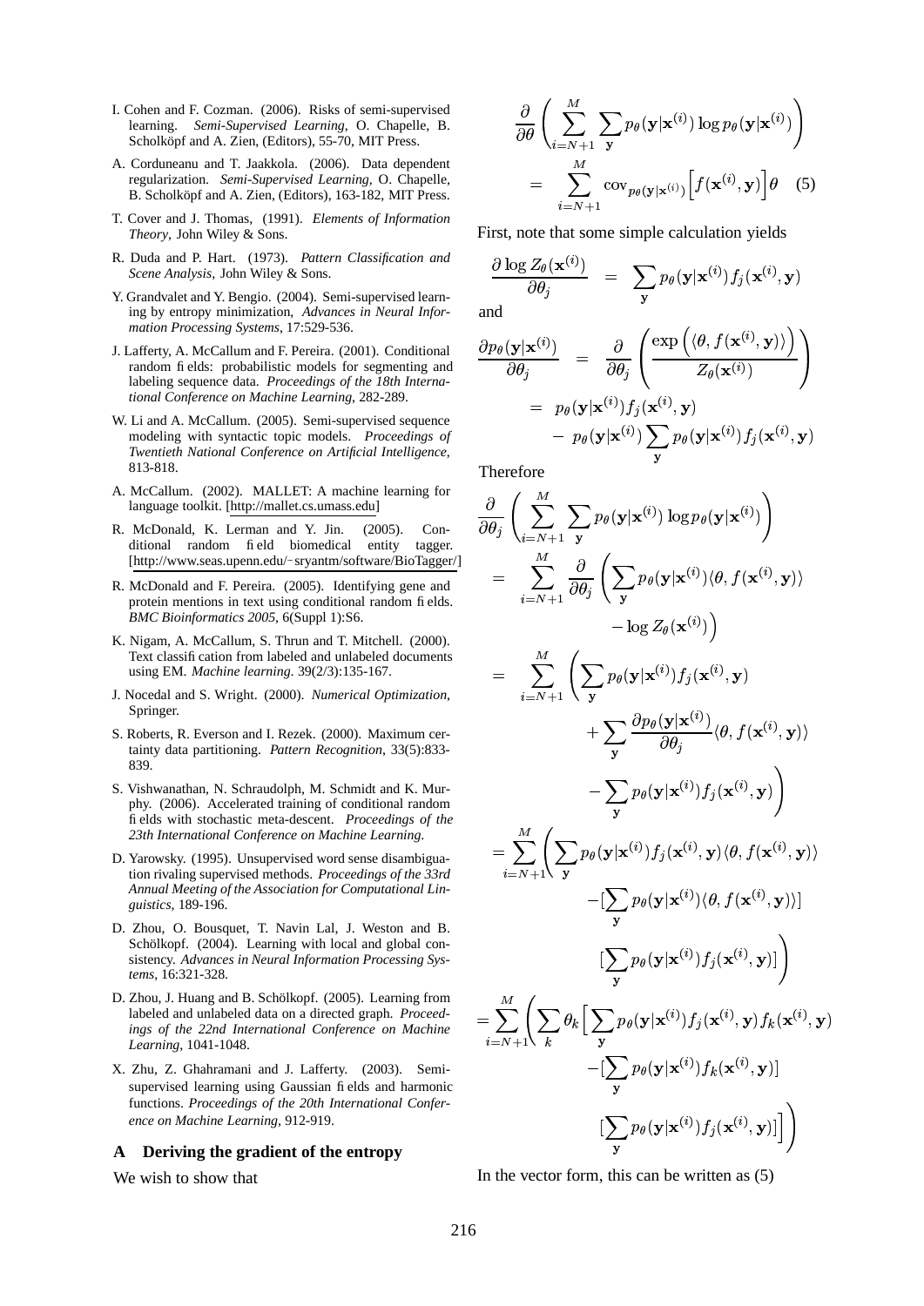I. Cohen and F. Cozman. (2006). Risks of semi-supervised learning. *Semi-Supervised Learning*, O. Chapelle, B. Scholköpf and A. Zien, (Editors), 55-70, MIT Press.

A. Corduneanu and T. Jaakkola. (2006). Data dependent regularization. *Semi-Supervised Learning*, O. Chapelle, B. Schölkopf and A. Zien, (Editors), 163-182, MIT Press.

T. Cover and J. Thomas, (1991). *Elements of Information Theory*, John Wiley & Sons.

R. Duda and P. Hart. (1973). *Pattern Classification and Scene Analysis*, John Wiley & Sons.

Y. Grandvalet and Y. Bengio. (2004). Semi-supervised learning by entropy minimization, *Advances in Neural Information Processing Systems*, 17:529-536.

J. Lafferty, A. McCallum and F. Pereira. (2001). Conditional random fields: probabilistic models for segmenting and labeling sequence data. *Proceedings of the 18th International Conference on Machine Learning*, 282-289.

W. Li and A. McCallum. (2005). Semi-supervised sequence modeling with syntactic topic models. *Proceedings of Twentieth National Conference on Artificial Intelligence*, 813-818.

A. McCallum. (2002). MALLET: A machine learning for language toolkit. [http://mallet.cs.umass.edu]

R. McDonald, K. Lerman and Y. Jin. (2005). Conditional random field biomedical entity tagger. [http://www.seas.upenn.edu/~sryantm/software/BioTagger/]

R. McDonald and F. Pereira. (2005). Identifying gene and protein mentions in text using conditional random fields. *BMC Bioinformatics 2005*, 6(Suppl 1):S6.

K. Nigam, A. McCallum, S. Thrun and T. Mitchell. (2000). Text classification from labeled and unlabeled documents using EM. *Machine learning*. 39(2/3):135-167.

J. Nocedal and S. Wright. (2000). *Numerical Optimization*, Springer.

S. Roberts, R. Everson and I. Rezek. (2000). Maximum certainty data partitioning. *Pattern Recognition*, 33(5):833-839.

S. Vishwanathan, N. Schraudolph, M. Schmidt and K. Murphy. (2006). Accelerated training of conditional random fields with stochastic meta-descent. *Proceedings of the 23th International Conference on Machine Learning*.

D. Yarowsky. (1995). Unsupervised word sense disambiguation rivaling supervised methods. *Proceedings of the 33rd Annual Meeting of the Association for Computational Linguistics*, 189-196.

D. Zhou, O. Bousquet, T. Navin Lal, J. Weston and B. Schölkopf. (2004). Learning with local and global consistency. *Advances in Neural Information Processing Systems*, 16:321-328.

D. Zhou, J. Huang and B. Schölkopf. (2005). Learning from labeled and unlabeled data on a directed graph. *Proceedings of the 22nd International Conference on Machine Learning*, 1041-1048.

X. Zhu, Z. Ghahramani and J. Lafferty. (2003). Semi-supervised learning using Gaussian fields and harmonic functions. *Proceedings of the 20th International Conference on Machine Learning*, 912-919.

## A Deriving the gradient of the entropy

We wish to show that

$$
\frac{\partial}{\partial \theta}\left(\sum_{i=N+1}^{M}\sum_{\mathbf{y}} p_\theta(\mathbf{y}|\mathbf{x}^{(i)}) \log p_\theta(\mathbf{y}|\mathbf{x}^{(i)})\right) = \sum_{i=N+1}^{M} \mathrm{cov}_{p_\theta(\mathbf{y}|\mathbf{x}^{(i)})}\Big[f(\mathbf{x}^{(i)},\mathbf{y})\Big]\theta \quad (5)
$$

First, note that some simple calculation yields

$$
\frac{\partial \log Z_\theta(\mathbf{x}^{(i)})}{\partial \theta_j} = \sum_{\mathbf{y}} p_\theta(\mathbf{y}|\mathbf{x}^{(i)}) f_j(\mathbf{x}^{(i)},\mathbf{y})
$$

and

$$
\begin{aligned}
\frac{\partial p_\theta(\mathbf{y}|\mathbf{x}^{(i)})}{\partial \theta_j} &= \frac{\partial}{\partial \theta_j}\left(\frac{\exp\Big(\langle\theta, f(\mathbf{x}^{(i)},\mathbf{y})\rangle\Big)}{Z_\theta(\mathbf{x}^{(i)})}\right) \\
&= p_\theta(\mathbf{y}|\mathbf{x}^{(i)}) f_j(\mathbf{x}^{(i)},\mathbf{y}) \\
&\quad - p_\theta(\mathbf{y}|\mathbf{x}^{(i)}) \sum_{\mathbf{y}} p_\theta(\mathbf{y}|\mathbf{x}^{(i)}) f_j(\mathbf{x}^{(i)},\mathbf{y})
\end{aligned}
$$

Therefore

$$
\begin{aligned}
&\frac{\partial}{\partial \theta_j}\left(\sum_{i=N+1}^{M}\sum_{\mathbf{y}} p_\theta(\mathbf{y}|\mathbf{x}^{(i)}) \log p_\theta(\mathbf{y}|\mathbf{x}^{(i)})\right) \\
&= \sum_{i=N+1}^{M} \frac{\partial}{\partial \theta_j}\left(\sum_{\mathbf{y}} p_\theta(\mathbf{y}|\mathbf{x}^{(i)}) \langle\theta, f(\mathbf{x}^{(i)},\mathbf{y})\rangle - \log Z_\theta(\mathbf{x}^{(i)})\right) \\
&= \sum_{i=N+1}^{M}\left(\sum_{\mathbf{y}} p_\theta(\mathbf{y}|\mathbf{x}^{(i)}) f_j(\mathbf{x}^{(i)},\mathbf{y}) + \sum_{\mathbf{y}} \frac{\partial p_\theta(\mathbf{y}|\mathbf{x}^{(i)})}{\partial \theta_j}\langle\theta, f(\mathbf{x}^{(i)},\mathbf{y})\rangle - \sum_{\mathbf{y}} p_\theta(\mathbf{y}|\mathbf{x}^{(i)}) f_j(\mathbf{x}^{(i)},\mathbf{y})\right) \\
&= \sum_{i=N+1}^{M}\left(\sum_{\mathbf{y}} p_\theta(\mathbf{y}|\mathbf{x}^{(i)}) f_j(\mathbf{x}^{(i)},\mathbf{y}) \langle\theta, f(\mathbf{x}^{(i)},\mathbf{y})\rangle - [\sum_{\mathbf{y}} p_\theta(\mathbf{y}|\mathbf{x}^{(i)}) \langle\theta, f(\mathbf{x}^{(i)},\mathbf{y})\rangle] [\sum_{\mathbf{y}} p_\theta(\mathbf{y}|\mathbf{x}^{(i)}) f_j(\mathbf{x}^{(i)},\mathbf{y})]\right) \\
&= \sum_{i=N+1}^{M}\left(\sum_k \theta_k \Big[\sum_{\mathbf{y}} p_\theta(\mathbf{y}|\mathbf{x}^{(i)}) f_j(\mathbf{x}^{(i)},\mathbf{y}) f_k(\mathbf{x}^{(i)},\mathbf{y}) - [\sum_{\mathbf{y}} p_\theta(\mathbf{y}|\mathbf{x}^{(i)}) f_k(\mathbf{x}^{(i)},\mathbf{y})] [\sum_{\mathbf{y}} p_\theta(\mathbf{y}|\mathbf{x}^{(i)}) f_j(\mathbf{x}^{(i)},\mathbf{y})]\Big]\right)
\end{aligned}
$$

In the vector form, this can be written as (5)